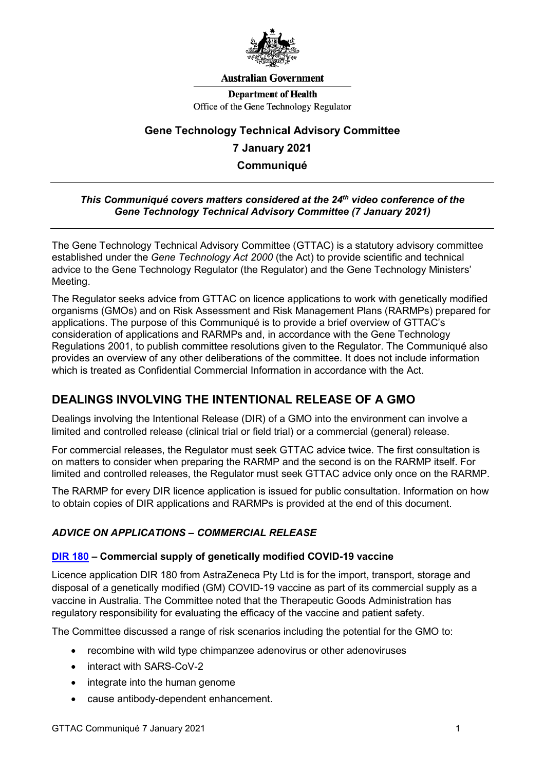**Australian Government**

**Department of Health**
Office of the Gene Technology Regulator

# Gene Technology Technical Advisory Committee

## 7 January 2021

## Communiqué

***This Communiqué covers matters considered at the 24th video conference of the Gene Technology Technical Advisory Committee (7 January 2021)***

The Gene Technology Technical Advisory Committee (GTTAC) is a statutory advisory committee established under the *Gene Technology Act 2000* (the Act) to provide scientific and technical advice to the Gene Technology Regulator (the Regulator) and the Gene Technology Ministers' Meeting.

The Regulator seeks advice from GTTAC on licence applications to work with genetically modified organisms (GMOs) and on Risk Assessment and Risk Management Plans (RARMPs) prepared for applications. The purpose of this Communiqué is to provide a brief overview of GTTAC's consideration of applications and RARMPs and, in accordance with the Gene Technology Regulations 2001, to publish committee resolutions given to the Regulator. The Communiqué also provides an overview of any other deliberations of the committee. It does not include information which is treated as Confidential Commercial Information in accordance with the Act.

## DEALINGS INVOLVING THE INTENTIONAL RELEASE OF A GMO

Dealings involving the Intentional Release (DIR) of a GMO into the environment can involve a limited and controlled release (clinical trial or field trial) or a commercial (general) release.

For commercial releases, the Regulator must seek GTTAC advice twice. The first consultation is on matters to consider when preparing the RARMP and the second is on the RARMP itself. For limited and controlled releases, the Regulator must seek GTTAC advice only once on the RARMP.

The RARMP for every DIR licence application is issued for public consultation. Information on how to obtain copies of DIR applications and RARMPs is provided at the end of this document.

### *ADVICE ON APPLICATIONS – COMMERCIAL RELEASE*

#### DIR 180 – Commercial supply of genetically modified COVID-19 vaccine

Licence application DIR 180 from AstraZeneca Pty Ltd is for the import, transport, storage and disposal of a genetically modified (GM) COVID-19 vaccine as part of its commercial supply as a vaccine in Australia. The Committee noted that the Therapeutic Goods Administration has regulatory responsibility for evaluating the efficacy of the vaccine and patient safety.

The Committee discussed a range of risk scenarios including the potential for the GMO to:

- recombine with wild type chimpanzee adenovirus or other adenoviruses
- interact with SARS-CoV-2
- integrate into the human genome
- cause antibody-dependent enhancement.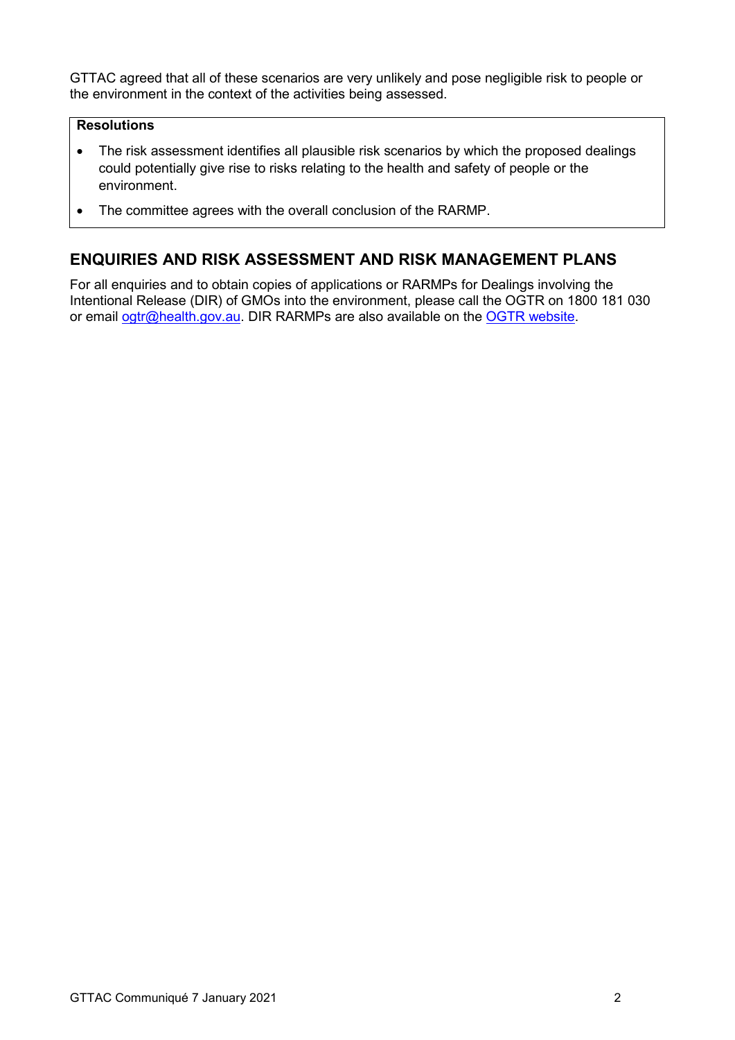GTTAC agreed that all of these scenarios are very unlikely and pose negligible risk to people or the environment in the context of the activities being assessed.

**Resolutions**

- The risk assessment identifies all plausible risk scenarios by which the proposed dealings could potentially give rise to risks relating to the health and safety of people or the environment.
- The committee agrees with the overall conclusion of the RARMP.

## ENQUIRIES AND RISK ASSESSMENT AND RISK MANAGEMENT PLANS

For all enquiries and to obtain copies of applications or RARMPs for Dealings involving the Intentional Release (DIR) of GMOs into the environment, please call the OGTR on 1800 181 030 or email ogtr@health.gov.au. DIR RARMPs are also available on the OGTR website.